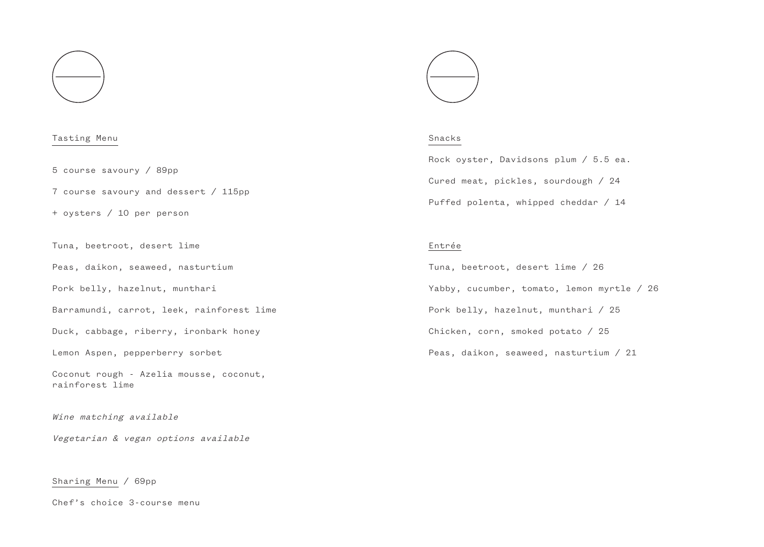## Tasting Menu

5 course savoury / 89pp

7 course savoury and dessert / 115pp

+ oysters / 10 per person

Tuna, beetroot, desert lime

Peas, daikon, seaweed, nasturtium

Pork belly, hazelnut, munthari

Barramundi, carrot, leek, rainforest lime

Duck, cabbage, riberry, ironbark honey

Lemon Aspen, pepperberry sorbet

Coconut rough - Azelia mousse, coconut, rainforest lime

*Wine matching available*

*Vegetarian & vegan options available*

## Sharing Menu / 69pp

Chef's choice 3-course menu

## Snacks

Rock oyster, Davidsons plum / 5.5 ea.

Cured meat, pickles, sourdough / 24

Puffed polenta, whipped cheddar / 14

## Entrée

Tuna, beetroot, desert lime / 26

Yabby, cucumber, tomato, lemon myrtle / 26

Pork belly, hazelnut, munthari / 25

Chicken, corn, smoked potato / 25

Peas, daikon, seaweed, nasturtium / 21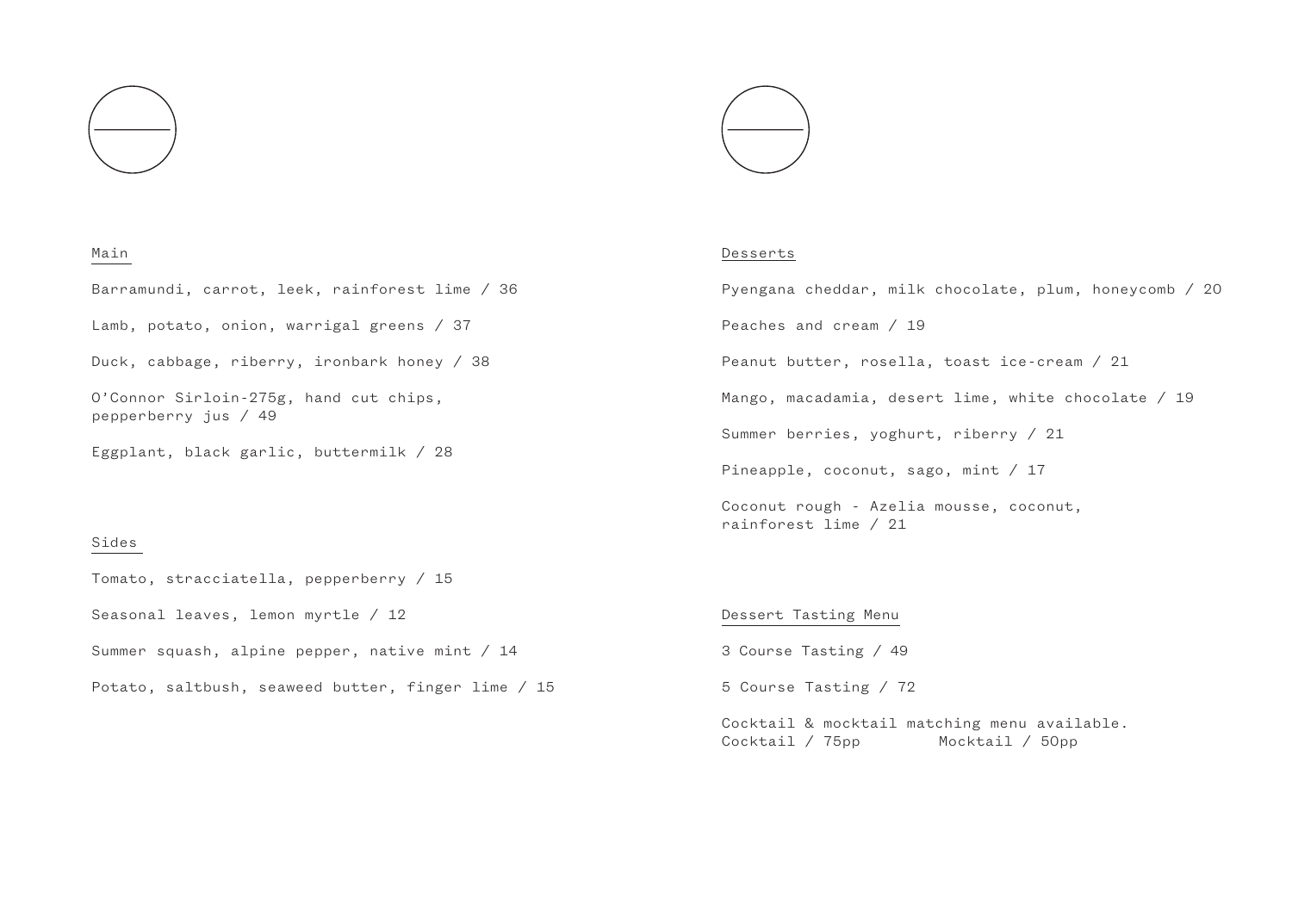## Main

Barramundi, carrot, leek, rainforest lime / 36

Lamb, potato, onion, warrigal greens / 37

Duck, cabbage, riberry, ironbark honey / 38

O'Connor Sirloin-275g, hand cut chips, pepperberry jus / 49

Eggplant, black garlic, buttermilk / 28

## Sides

Tomato, stracciatella, pepperberry / 15

Seasonal leaves, lemon myrtle / 12

Summer squash, alpine pepper, native mint / 14

Potato, saltbush, seaweed butter, finger lime / 15

## Desserts

Pyengana cheddar, milk chocolate, plum, honeycomb / 20

Peaches and cream / 19

Peanut butter, rosella, toast ice-cream / 21

Mango, macadamia, desert lime, white chocolate / 19

Summer berries, yoghurt, riberry / 21

Pineapple, coconut, sago, mint / 17

Coconut rough - Azelia mousse, coconut, rainforest lime / 21

## Dessert Tasting Menu

3 Course Tasting / 49

5 Course Tasting / 72

Cocktail & mocktail matching menu available.
Cocktail / 75pp Mocktail / 50pp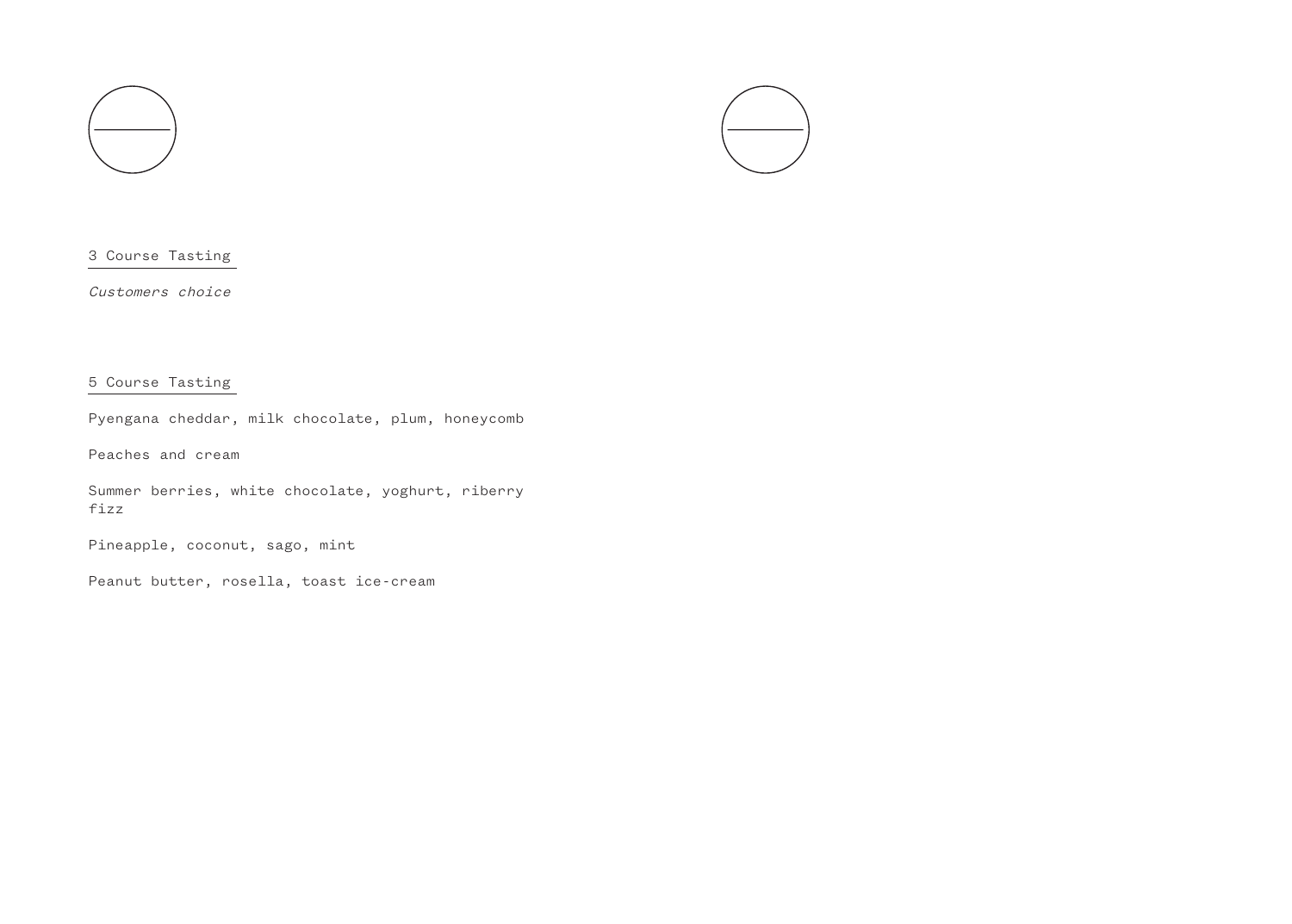3 Course Tasting

*Customers choice*

5 Course Tasting

Pyengana cheddar, milk chocolate, plum, honeycomb

Peaches and cream

Summer berries, white chocolate, yoghurt, riberry fizz

Pineapple, coconut, sago, mint

Peanut butter, rosella, toast ice-cream